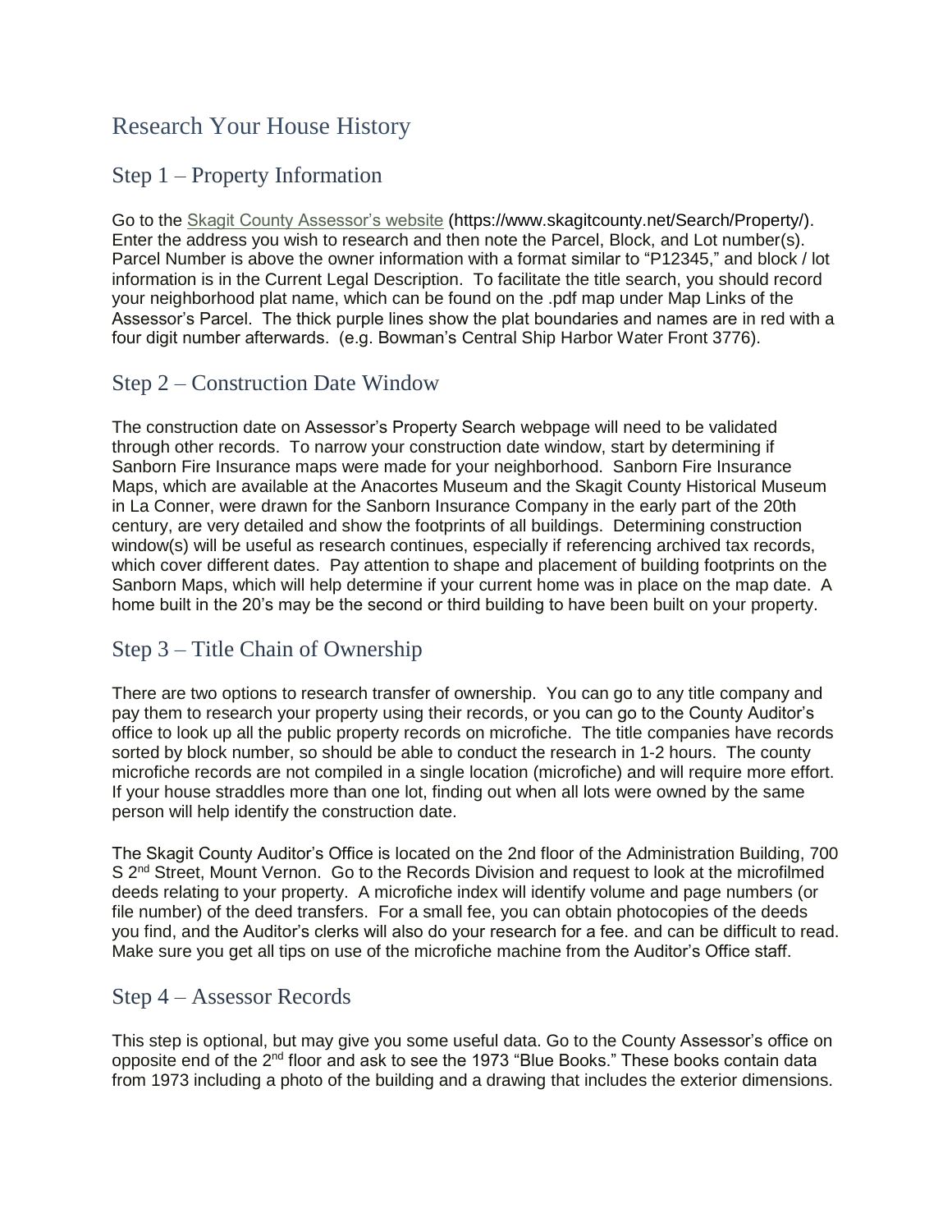# Research Your House History

## Step 1 – Property Information

Go to the [Skagit County Assessor's website](https://www.skagitcounty.net/Search/Property/) (https://www.skagitcounty.net/Search/Property/). Enter the address you wish to research and then note the Parcel, Block, and Lot number(s). Parcel Number is above the owner information with a format similar to "P12345," and block / lot information is in the Current Legal Description. To facilitate the title search, you should record your neighborhood plat name, which can be found on the .pdf map under Map Links of the Assessor's Parcel. The thick purple lines show the plat boundaries and names are in red with a four digit number afterwards. (e.g. Bowman's Central Ship Harbor Water Front 3776).

## Step 2 – Construction Date Window

The construction date on Assessor's Property Search webpage will need to be validated through other records. To narrow your construction date window, start by determining if Sanborn Fire Insurance maps were made for your neighborhood. Sanborn Fire Insurance Maps, which are available at the Anacortes Museum and the Skagit County Historical Museum in La Conner, were drawn for the Sanborn Insurance Company in the early part of the 20th century, are very detailed and show the footprints of all buildings. Determining construction window(s) will be useful as research continues, especially if referencing archived tax records, which cover different dates. Pay attention to shape and placement of building footprints on the Sanborn Maps, which will help determine if your current home was in place on the map date. A home built in the 20's may be the second or third building to have been built on your property.

## Step 3 – Title Chain of Ownership

There are two options to research transfer of ownership. You can go to any title company and pay them to research your property using their records, or you can go to the County Auditor's office to look up all the public property records on microfiche. The title companies have records sorted by block number, so should be able to conduct the research in 1-2 hours. The county microfiche records are not compiled in a single location (microfiche) and will require more effort. If your house straddles more than one lot, finding out when all lots were owned by the same person will help identify the construction date.

The Skagit County Auditor's Office is located on the 2nd floor of the Administration Building, 700 S 2nd Street, Mount Vernon. Go to the Records Division and request to look at the microfilmed deeds relating to your property. A microfiche index will identify volume and page numbers (or file number) of the deed transfers. For a small fee, you can obtain photocopies of the deeds you find, and the Auditor's clerks will also do your research for a fee. and can be difficult to read. Make sure you get all tips on use of the microfiche machine from the Auditor's Office staff.

## Step 4 – Assessor Records

This step is optional, but may give you some useful data. Go to the County Assessor's office on opposite end of the 2nd floor and ask to see the 1973 "Blue Books." These books contain data from 1973 including a photo of the building and a drawing that includes the exterior dimensions.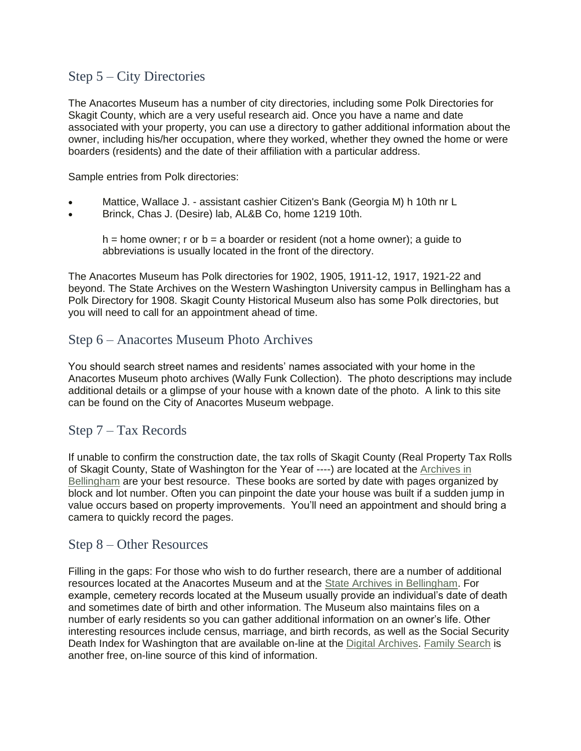## Step 5 – City Directories

The Anacortes Museum has a number of city directories, including some Polk Directories for Skagit County, which are a very useful research aid. Once you have a name and date associated with your property, you can use a directory to gather additional information about the owner, including his/her occupation, where they worked, whether they owned the home or were boarders (residents) and the date of their affiliation with a particular address.

Sample entries from Polk directories:

- Mattice, Wallace J. - assistant cashier Citizen's Bank (Georgia M) h 10th nr L
- Brinck, Chas J. (Desire) lab, AL&B Co, home 1219 10th.

  h = home owner; r or b = a boarder or resident (not a home owner); a guide to abbreviations is usually located in the front of the directory.

The Anacortes Museum has Polk directories for 1902, 1905, 1911-12, 1917, 1921-22 and beyond. The State Archives on the Western Washington University campus in Bellingham has a Polk Directory for 1908. Skagit County Historical Museum also has some Polk directories, but you will need to call for an appointment ahead of time.

## Step 6 – Anacortes Museum Photo Archives

You should search street names and residents' names associated with your home in the Anacortes Museum photo archives (Wally Funk Collection). The photo descriptions may include additional details or a glimpse of your house with a known date of the photo. A link to this site can be found on the City of Anacortes Museum webpage.

## Step 7 – Tax Records

If unable to confirm the construction date, the tax rolls of Skagit County (Real Property Tax Rolls of Skagit County, State of Washington for the Year of ----) are located at the Archives in Bellingham are your best resource. These books are sorted by date with pages organized by block and lot number. Often you can pinpoint the date your house was built if a sudden jump in value occurs based on property improvements. You'll need an appointment and should bring a camera to quickly record the pages.

## Step 8 – Other Resources

Filling in the gaps: For those who wish to do further research, there are a number of additional resources located at the Anacortes Museum and at the State Archives in Bellingham. For example, cemetery records located at the Museum usually provide an individual's date of death and sometimes date of birth and other information. The Museum also maintains files on a number of early residents so you can gather additional information on an owner's life. Other interesting resources include census, marriage, and birth records, as well as the Social Security Death Index for Washington that are available on-line at the Digital Archives. Family Search is another free, on-line source of this kind of information.